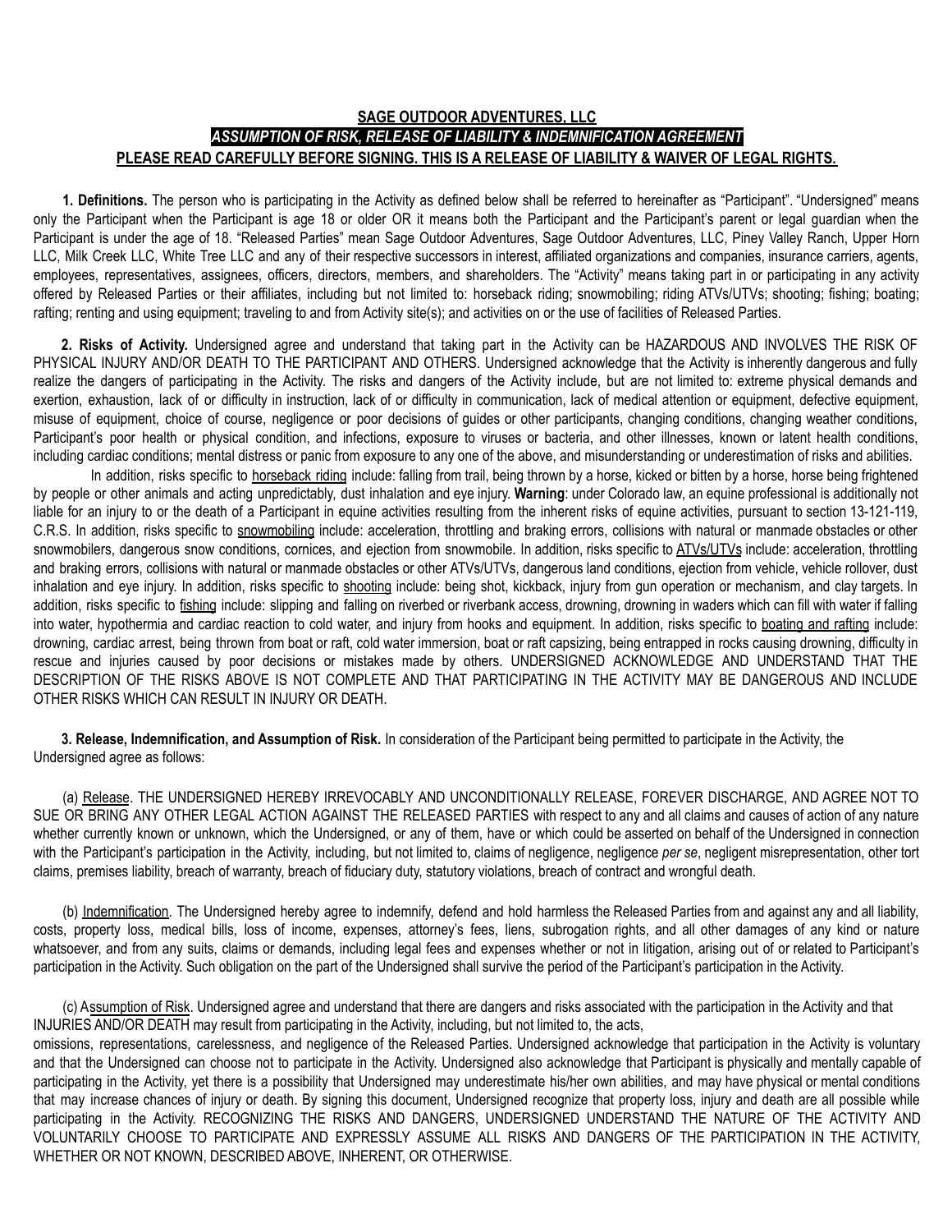**SAGE OUTDOOR ADVENTURES, LLC**

***ASSUMPTION OF RISK, RELEASE OF LIABILITY & INDEMNIFICATION AGREEMENT***

**PLEASE READ CAREFULLY BEFORE SIGNING. THIS IS A RELEASE OF LIABILITY & WAIVER OF LEGAL RIGHTS.**

**1. Definitions.** The person who is participating in the Activity as defined below shall be referred to hereinafter as "Participant". "Undersigned" means only the Participant when the Participant is age 18 or older OR it means both the Participant and the Participant's parent or legal guardian when the Participant is under the age of 18. "Released Parties" mean Sage Outdoor Adventures, Sage Outdoor Adventures, LLC, Piney Valley Ranch, Upper Horn LLC, Milk Creek LLC, White Tree LLC and any of their respective successors in interest, affiliated organizations and companies, insurance carriers, agents, employees, representatives, assignees, officers, directors, members, and shareholders. The "Activity" means taking part in or participating in any activity offered by Released Parties or their affiliates, including but not limited to: horseback riding; snowmobiling; riding ATVs/UTVs; shooting; fishing; boating; rafting; renting and using equipment; traveling to and from Activity site(s); and activities on or the use of facilities of Released Parties.

**2. Risks of Activity.** Undersigned agree and understand that taking part in the Activity can be HAZARDOUS AND INVOLVES THE RISK OF PHYSICAL INJURY AND/OR DEATH TO THE PARTICIPANT AND OTHERS. Undersigned acknowledge that the Activity is inherently dangerous and fully realize the dangers of participating in the Activity. The risks and dangers of the Activity include, but are not limited to: extreme physical demands and exertion, exhaustion, lack of or difficulty in instruction, lack of or difficulty in communication, lack of medical attention or equipment, defective equipment, misuse of equipment, choice of course, negligence or poor decisions of guides or other participants, changing conditions, changing weather conditions, Participant's poor health or physical condition, and infections, exposure to viruses or bacteria, and other illnesses, known or latent health conditions, including cardiac conditions; mental distress or panic from exposure to any one of the above, and misunderstanding or underestimation of risks and abilities.

In addition, risks specific to horseback riding include: falling from trail, being thrown by a horse, kicked or bitten by a horse, horse being frightened by people or other animals and acting unpredictably, dust inhalation and eye injury. **Warning**: under Colorado law, an equine professional is additionally not liable for an injury to or the death of a Participant in equine activities resulting from the inherent risks of equine activities, pursuant to section 13-121-119, C.R.S. In addition, risks specific to snowmobiling include: acceleration, throttling and braking errors, collisions with natural or manmade obstacles or other snowmobilers, dangerous snow conditions, cornices, and ejection from snowmobile. In addition, risks specific to ATVs/UTVs include: acceleration, throttling and braking errors, collisions with natural or manmade obstacles or other ATVs/UTVs, dangerous land conditions, ejection from vehicle, vehicle rollover, dust inhalation and eye injury. In addition, risks specific to shooting include: being shot, kickback, injury from gun operation or mechanism, and clay targets. In addition, risks specific to fishing include: slipping and falling on riverbed or riverbank access, drowning, drowning in waders which can fill with water if falling into water, hypothermia and cardiac reaction to cold water, and injury from hooks and equipment. In addition, risks specific to boating and rafting include: drowning, cardiac arrest, being thrown from boat or raft, cold water immersion, boat or raft capsizing, being entrapped in rocks causing drowning, difficulty in rescue and injuries caused by poor decisions or mistakes made by others. UNDERSIGNED ACKNOWLEDGE AND UNDERSTAND THAT THE DESCRIPTION OF THE RISKS ABOVE IS NOT COMPLETE AND THAT PARTICIPATING IN THE ACTIVITY MAY BE DANGEROUS AND INCLUDE OTHER RISKS WHICH CAN RESULT IN INJURY OR DEATH.

**3. Release, Indemnification, and Assumption of Risk.** In consideration of the Participant being permitted to participate in the Activity, the Undersigned agree as follows:

(a) Release. THE UNDERSIGNED HEREBY IRREVOCABLY AND UNCONDITIONALLY RELEASE, FOREVER DISCHARGE, AND AGREE NOT TO SUE OR BRING ANY OTHER LEGAL ACTION AGAINST THE RELEASED PARTIES with respect to any and all claims and causes of action of any nature whether currently known or unknown, which the Undersigned, or any of them, have or which could be asserted on behalf of the Undersigned in connection with the Participant's participation in the Activity, including, but not limited to, claims of negligence, negligence *per se*, negligent misrepresentation, other tort claims, premises liability, breach of warranty, breach of fiduciary duty, statutory violations, breach of contract and wrongful death.

(b) Indemnification. The Undersigned hereby agree to indemnify, defend and hold harmless the Released Parties from and against any and all liability, costs, property loss, medical bills, loss of income, expenses, attorney's fees, liens, subrogation rights, and all other damages of any kind or nature whatsoever, and from any suits, claims or demands, including legal fees and expenses whether or not in litigation, arising out of or related to Participant's participation in the Activity. Such obligation on the part of the Undersigned shall survive the period of the Participant's participation in the Activity.

(c) Assumption of Risk. Undersigned agree and understand that there are dangers and risks associated with the participation in the Activity and that INJURIES AND/OR DEATH may result from participating in the Activity, including, but not limited to, the acts, omissions, representations, carelessness, and negligence of the Released Parties. Undersigned acknowledge that participation in the Activity is voluntary and that the Undersigned can choose not to participate in the Activity. Undersigned also acknowledge that Participant is physically and mentally capable of participating in the Activity, yet there is a possibility that Undersigned may underestimate his/her own abilities, and may have physical or mental conditions that may increase chances of injury or death. By signing this document, Undersigned recognize that property loss, injury and death are all possible while participating in the Activity. RECOGNIZING THE RISKS AND DANGERS, UNDERSIGNED UNDERSTAND THE NATURE OF THE ACTIVITY AND VOLUNTARILY CHOOSE TO PARTICIPATE AND EXPRESSLY ASSUME ALL RISKS AND DANGERS OF THE PARTICIPATION IN THE ACTIVITY, WHETHER OR NOT KNOWN, DESCRIBED ABOVE, INHERENT, OR OTHERWISE.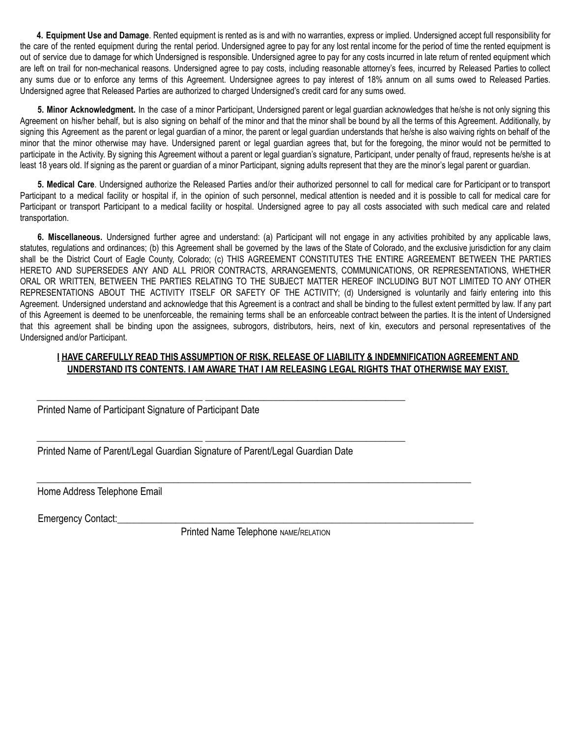**4. Equipment Use and Damage**. Rented equipment is rented as is and with no warranties, express or implied. Undersigned accept full responsibility for the care of the rented equipment during the rental period. Undersigned agree to pay for any lost rental income for the period of time the rented equipment is out of service due to damage for which Undersigned is responsible. Undersigned agree to pay for any costs incurred in late return of rented equipment which are left on trail for non-mechanical reasons. Undersigned agree to pay costs, including reasonable attorney's fees, incurred by Released Parties to collect any sums due or to enforce any terms of this Agreement. Undersignee agrees to pay interest of 18% annum on all sums owed to Released Parties. Undersigned agree that Released Parties are authorized to charged Undersigned's credit card for any sums owed.

**5. Minor Acknowledgment.** In the case of a minor Participant, Undersigned parent or legal guardian acknowledges that he/she is not only signing this Agreement on his/her behalf, but is also signing on behalf of the minor and that the minor shall be bound by all the terms of this Agreement. Additionally, by signing this Agreement as the parent or legal guardian of a minor, the parent or legal guardian understands that he/she is also waiving rights on behalf of the minor that the minor otherwise may have. Undersigned parent or legal guardian agrees that, but for the foregoing, the minor would not be permitted to participate in the Activity. By signing this Agreement without a parent or legal guardian's signature, Participant, under penalty of fraud, represents he/she is at least 18 years old. If signing as the parent or guardian of a minor Participant, signing adults represent that they are the minor's legal parent or guardian.

**5. Medical Care**. Undersigned authorize the Released Parties and/or their authorized personnel to call for medical care for Participant or to transport Participant to a medical facility or hospital if, in the opinion of such personnel, medical attention is needed and it is possible to call for medical care for Participant or transport Participant to a medical facility or hospital. Undersigned agree to pay all costs associated with such medical care and related transportation.

**6. Miscellaneous.** Undersigned further agree and understand: (a) Participant will not engage in any activities prohibited by any applicable laws, statutes, regulations and ordinances; (b) this Agreement shall be governed by the laws of the State of Colorado, and the exclusive jurisdiction for any claim shall be the District Court of Eagle County, Colorado; (c) THIS AGREEMENT CONSTITUTES THE ENTIRE AGREEMENT BETWEEN THE PARTIES HERETO AND SUPERSEDES ANY AND ALL PRIOR CONTRACTS, ARRANGEMENTS, COMMUNICATIONS, OR REPRESENTATIONS, WHETHER ORAL OR WRITTEN, BETWEEN THE PARTIES RELATING TO THE SUBJECT MATTER HEREOF INCLUDING BUT NOT LIMITED TO ANY OTHER REPRESENTATIONS ABOUT THE ACTIVITY ITSELF OR SAFETY OF THE ACTIVITY; (d) Undersigned is voluntarily and fairly entering into this Agreement. Undersigned understand and acknowledge that this Agreement is a contract and shall be binding to the fullest extent permitted by law. If any part of this Agreement is deemed to be unenforceable, the remaining terms shall be an enforceable contract between the parties. It is the intent of Undersigned that this agreement shall be binding upon the assignees, subrogors, distributors, heirs, next of kin, executors and personal representatives of the Undersigned and/or Participant.

**I HAVE CAREFULLY READ THIS ASSUMPTION OF RISK, RELEASE OF LIABILITY & INDEMNIFICATION AGREEMENT AND UNDERSTAND ITS CONTENTS. I AM AWARE THAT I AM RELEASING LEGAL RIGHTS THAT OTHERWISE MAY EXIST.**

_________________________________ _________________________________________

Printed Name of Participant Signature of Participant Date

_________________________________ _________________________________________

Printed Name of Parent/Legal Guardian Signature of Parent/Legal Guardian Date

_________________________________________________________________________________________

Home Address Telephone Email

Emergency Contact:_____________________________________________________________________________

Printed Name Telephone NAME/RELATION